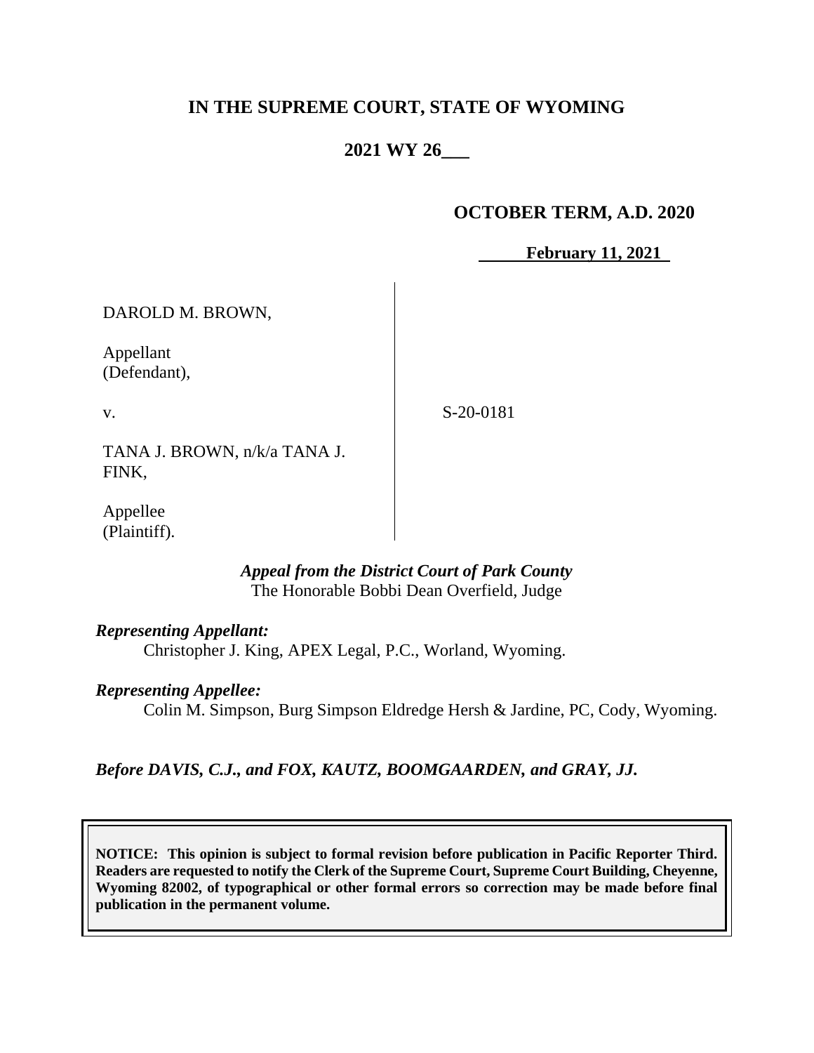# IN THE SUPREME COURT, STATE OF WYOMING

## 2021 WY 26

**OCTOBER TERM, A.D. 2020**

**February 11, 2021**

DAROLD M. BROWN,

Appellant
(Defendant),

v.

TANA J. BROWN, n/k/a TANA J. FINK,

Appellee
(Plaintiff).

S-20-0181

*Appeal from the District Court of Park County*
The Honorable Bobbi Dean Overfield, Judge

*Representing Appellant:*
Christopher J. King, APEX Legal, P.C., Worland, Wyoming.

*Representing Appellee:*
Colin M. Simpson, Burg Simpson Eldredge Hersh & Jardine, PC, Cody, Wyoming.

*Before DAVIS, C.J., and FOX, KAUTZ, BOOMGAARDEN, and GRAY, JJ.*

**NOTICE: This opinion is subject to formal revision before publication in Pacific Reporter Third. Readers are requested to notify the Clerk of the Supreme Court, Supreme Court Building, Cheyenne, Wyoming 82002, of typographical or other formal errors so correction may be made before final publication in the permanent volume.**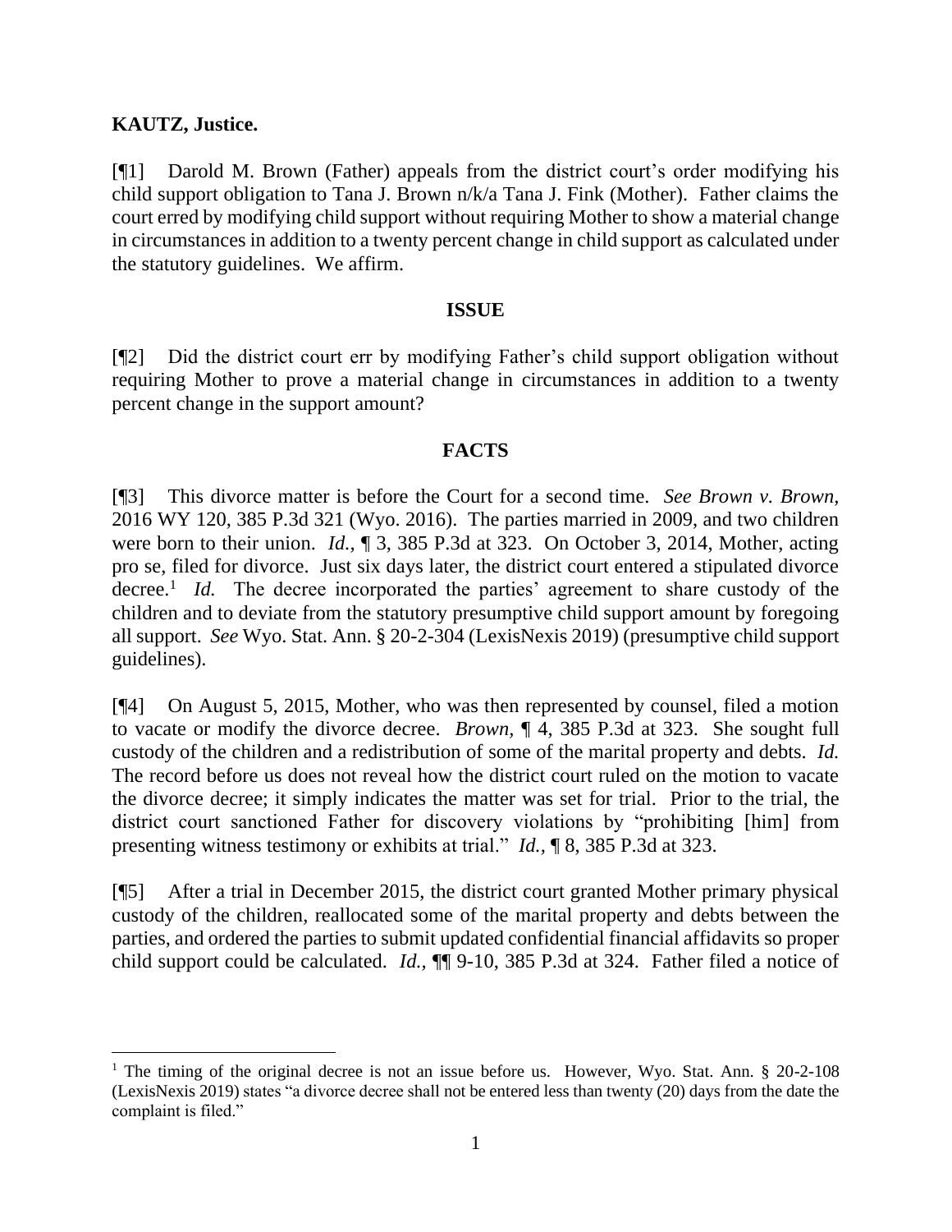**KAUTZ, Justice.**

[¶1] Darold M. Brown (Father) appeals from the district court's order modifying his child support obligation to Tana J. Brown n/k/a Tana J. Fink (Mother). Father claims the court erred by modifying child support without requiring Mother to show a material change in circumstances in addition to a twenty percent change in child support as calculated under the statutory guidelines. We affirm.

## ISSUE

[¶2] Did the district court err by modifying Father's child support obligation without requiring Mother to prove a material change in circumstances in addition to a twenty percent change in the support amount?

## FACTS

[¶3] This divorce matter is before the Court for a second time. *See Brown v. Brown*, 2016 WY 120, 385 P.3d 321 (Wyo. 2016). The parties married in 2009, and two children were born to their union. *Id.*, ¶ 3, 385 P.3d at 323. On October 3, 2014, Mother, acting pro se, filed for divorce. Just six days later, the district court entered a stipulated divorce decree.[1] *Id.* The decree incorporated the parties' agreement to share custody of the children and to deviate from the statutory presumptive child support amount by foregoing all support. *See* Wyo. Stat. Ann. § 20-2-304 (LexisNexis 2019) (presumptive child support guidelines).

[¶4] On August 5, 2015, Mother, who was then represented by counsel, filed a motion to vacate or modify the divorce decree. *Brown*, ¶ 4, 385 P.3d at 323. She sought full custody of the children and a redistribution of some of the marital property and debts. *Id.* The record before us does not reveal how the district court ruled on the motion to vacate the divorce decree; it simply indicates the matter was set for trial. Prior to the trial, the district court sanctioned Father for discovery violations by "prohibiting [him] from presenting witness testimony or exhibits at trial." *Id.*, ¶ 8, 385 P.3d at 323.

[¶5] After a trial in December 2015, the district court granted Mother primary physical custody of the children, reallocated some of the marital property and debts between the parties, and ordered the parties to submit updated confidential financial affidavits so proper child support could be calculated. *Id.*, ¶¶ 9-10, 385 P.3d at 324. Father filed a notice of

---

[1] The timing of the original decree is not an issue before us. However, Wyo. Stat. Ann. § 20-2-108 (LexisNexis 2019) states "a divorce decree shall not be entered less than twenty (20) days from the date the complaint is filed."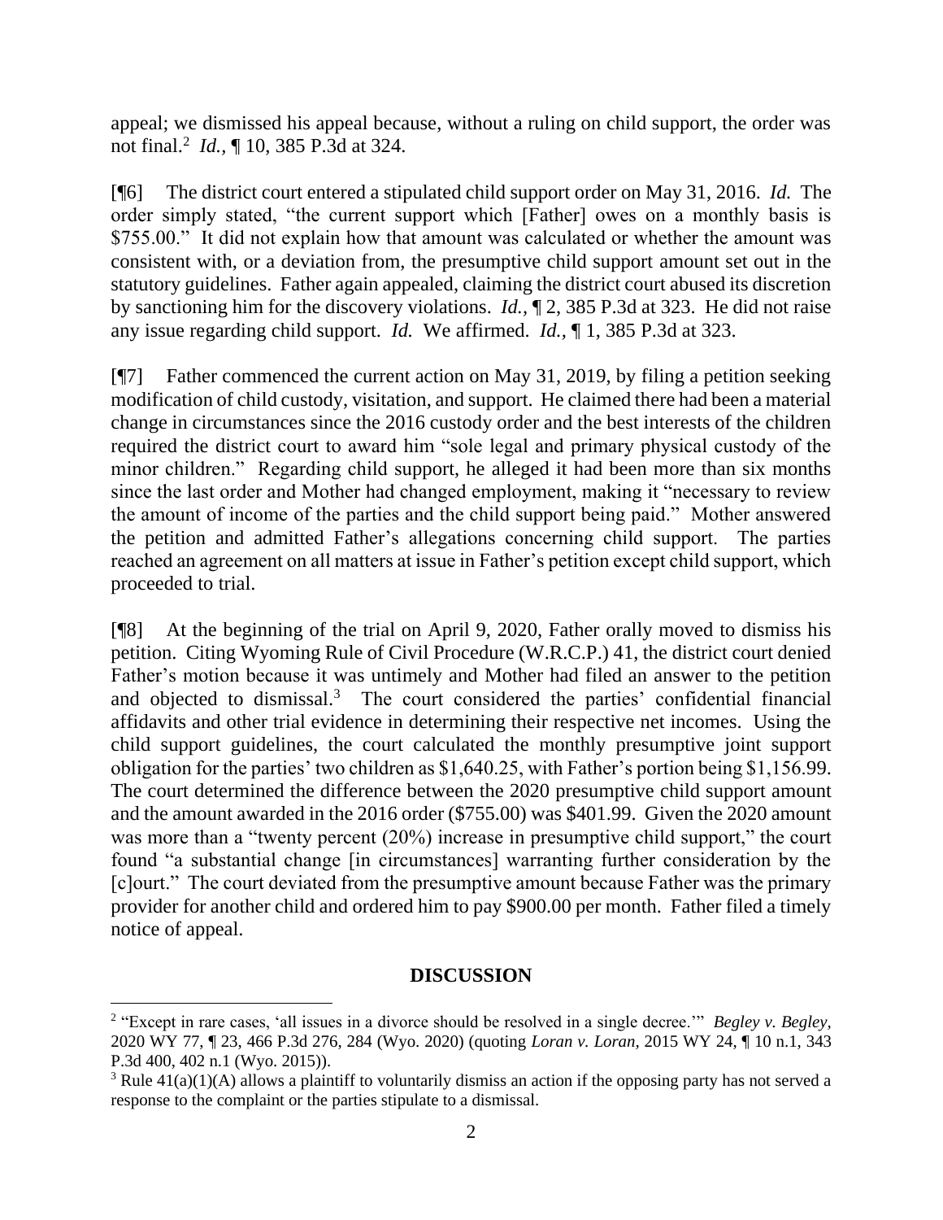appeal; we dismissed his appeal because, without a ruling on child support, the order was not final.[2] *Id.*, ¶ 10, 385 P.3d at 324.

[¶6] The district court entered a stipulated child support order on May 31, 2016. *Id.* The order simply stated, "the current support which [Father] owes on a monthly basis is $755.00." It did not explain how that amount was calculated or whether the amount was consistent with, or a deviation from, the presumptive child support amount set out in the statutory guidelines. Father again appealed, claiming the district court abused its discretion by sanctioning him for the discovery violations. *Id.*, ¶ 2, 385 P.3d at 323. He did not raise any issue regarding child support. *Id.* We affirmed. *Id.*, ¶ 1, 385 P.3d at 323.

[¶7] Father commenced the current action on May 31, 2019, by filing a petition seeking modification of child custody, visitation, and support. He claimed there had been a material change in circumstances since the 2016 custody order and the best interests of the children required the district court to award him "sole legal and primary physical custody of the minor children." Regarding child support, he alleged it had been more than six months since the last order and Mother had changed employment, making it "necessary to review the amount of income of the parties and the child support being paid." Mother answered the petition and admitted Father's allegations concerning child support. The parties reached an agreement on all matters at issue in Father's petition except child support, which proceeded to trial.

[¶8] At the beginning of the trial on April 9, 2020, Father orally moved to dismiss his petition. Citing Wyoming Rule of Civil Procedure (W.R.C.P.) 41, the district court denied Father's motion because it was untimely and Mother had filed an answer to the petition and objected to dismissal.[3] The court considered the parties' confidential financial affidavits and other trial evidence in determining their respective net incomes. Using the child support guidelines, the court calculated the monthly presumptive joint support obligation for the parties' two children as $1,640.25, with Father's portion being $1,156.99. The court determined the difference between the 2020 presumptive child support amount and the amount awarded in the 2016 order ($755.00) was $401.99. Given the 2020 amount was more than a "twenty percent (20%) increase in presumptive child support," the court found "a substantial change [in circumstances] warranting further consideration by the [c]ourt." The court deviated from the presumptive amount because Father was the primary provider for another child and ordered him to pay $900.00 per month. Father filed a timely notice of appeal.

## DISCUSSION

[2] "Except in rare cases, 'all issues in a divorce should be resolved in a single decree.'" *Begley v. Begley*, 2020 WY 77, ¶ 23, 466 P.3d 276, 284 (Wyo. 2020) (quoting *Loran v. Loran*, 2015 WY 24, ¶ 10 n.1, 343 P.3d 400, 402 n.1 (Wyo. 2015)).

[3] Rule 41(a)(1)(A) allows a plaintiff to voluntarily dismiss an action if the opposing party has not served a response to the complaint or the parties stipulate to a dismissal.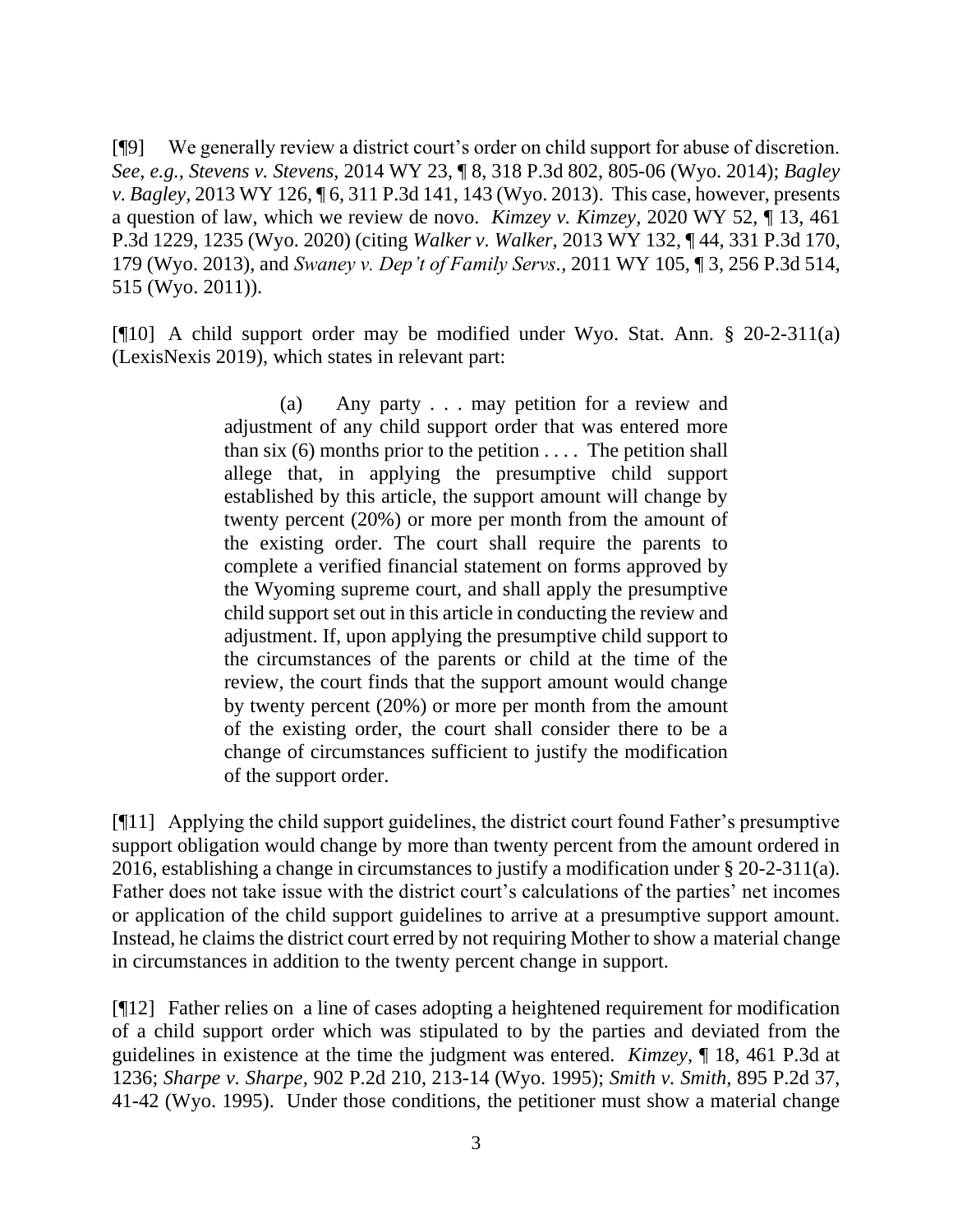[¶9] We generally review a district court's order on child support for abuse of discretion. *See, e.g., Stevens v. Stevens*, 2014 WY 23, ¶ 8, 318 P.3d 802, 805-06 (Wyo. 2014); *Bagley v. Bagley*, 2013 WY 126, ¶ 6, 311 P.3d 141, 143 (Wyo. 2013). This case, however, presents a question of law, which we review de novo. *Kimzey v. Kimzey*, 2020 WY 52, ¶ 13, 461 P.3d 1229, 1235 (Wyo. 2020) (citing *Walker v. Walker*, 2013 WY 132, ¶ 44, 331 P.3d 170, 179 (Wyo. 2013), and *Swaney v. Dep't of Family Servs*., 2011 WY 105, ¶ 3, 256 P.3d 514, 515 (Wyo. 2011)).

[¶10] A child support order may be modified under Wyo. Stat. Ann. § 20-2-311(a) (LexisNexis 2019), which states in relevant part:

> (a) Any party . . . may petition for a review and adjustment of any child support order that was entered more than six (6) months prior to the petition . . . . The petition shall allege that, in applying the presumptive child support established by this article, the support amount will change by twenty percent (20%) or more per month from the amount of the existing order. The court shall require the parents to complete a verified financial statement on forms approved by the Wyoming supreme court, and shall apply the presumptive child support set out in this article in conducting the review and adjustment. If, upon applying the presumptive child support to the circumstances of the parents or child at the time of the review, the court finds that the support amount would change by twenty percent (20%) or more per month from the amount of the existing order, the court shall consider there to be a change of circumstances sufficient to justify the modification of the support order.

[¶11] Applying the child support guidelines, the district court found Father's presumptive support obligation would change by more than twenty percent from the amount ordered in 2016, establishing a change in circumstances to justify a modification under § 20-2-311(a). Father does not take issue with the district court's calculations of the parties' net incomes or application of the child support guidelines to arrive at a presumptive support amount. Instead, he claims the district court erred by not requiring Mother to show a material change in circumstances in addition to the twenty percent change in support.

[¶12] Father relies on a line of cases adopting a heightened requirement for modification of a child support order which was stipulated to by the parties and deviated from the guidelines in existence at the time the judgment was entered. *Kimzey*, ¶ 18, 461 P.3d at 1236; *Sharpe v. Sharpe*, 902 P.2d 210, 213-14 (Wyo. 1995); *Smith v. Smith*, 895 P.2d 37, 41-42 (Wyo. 1995). Under those conditions, the petitioner must show a material change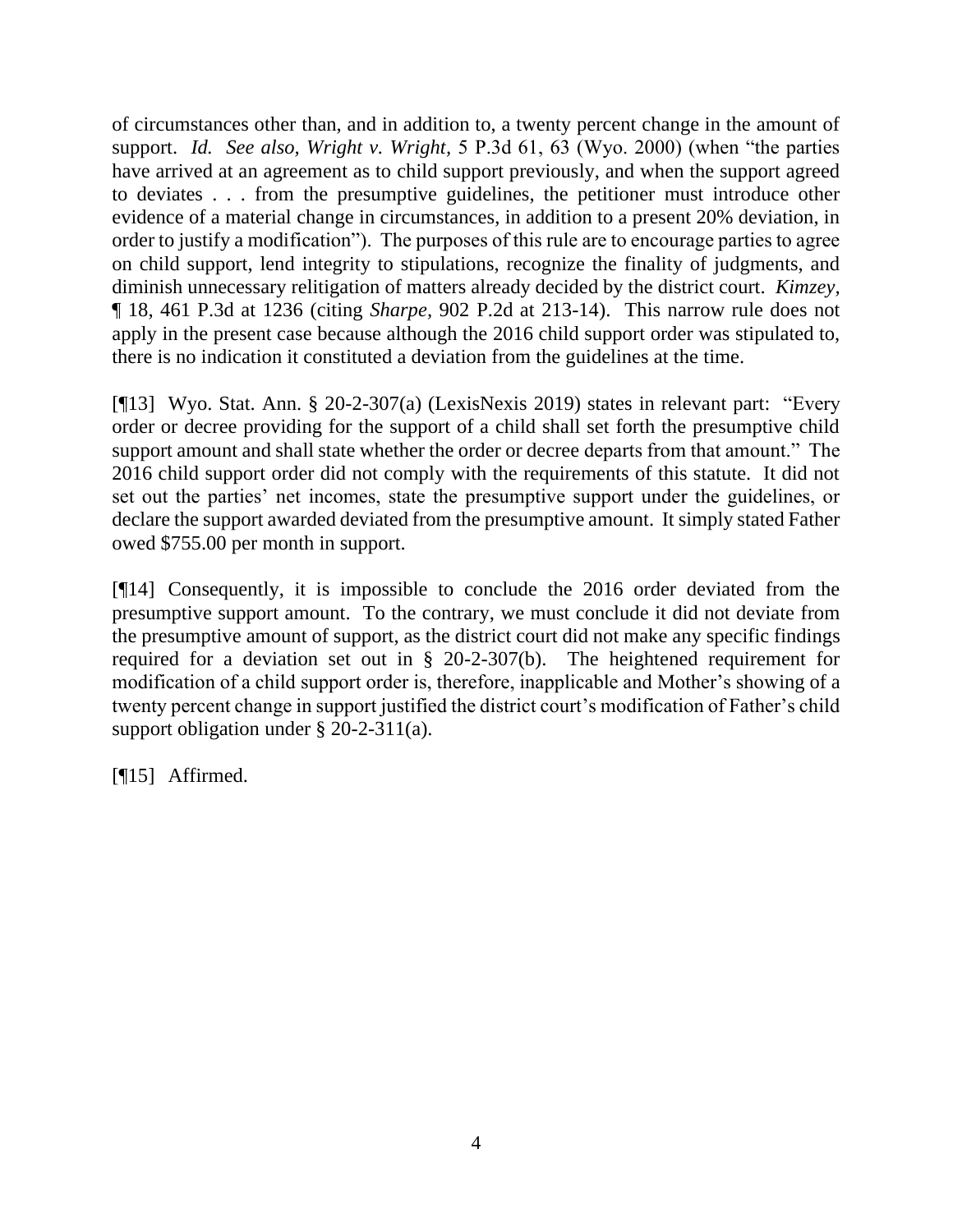of circumstances other than, and in addition to, a twenty percent change in the amount of support. *Id. See also, Wright v. Wright*, 5 P.3d 61, 63 (Wyo. 2000) (when "the parties have arrived at an agreement as to child support previously, and when the support agreed to deviates . . . from the presumptive guidelines, the petitioner must introduce other evidence of a material change in circumstances, in addition to a present 20% deviation, in order to justify a modification"). The purposes of this rule are to encourage parties to agree on child support, lend integrity to stipulations, recognize the finality of judgments, and diminish unnecessary relitigation of matters already decided by the district court. *Kimzey*, ¶ 18, 461 P.3d at 1236 (citing *Sharpe*, 902 P.2d at 213-14). This narrow rule does not apply in the present case because although the 2016 child support order was stipulated to, there is no indication it constituted a deviation from the guidelines at the time.

[¶13] Wyo. Stat. Ann. § 20-2-307(a) (LexisNexis 2019) states in relevant part: "Every order or decree providing for the support of a child shall set forth the presumptive child support amount and shall state whether the order or decree departs from that amount." The 2016 child support order did not comply with the requirements of this statute. It did not set out the parties' net incomes, state the presumptive support under the guidelines, or declare the support awarded deviated from the presumptive amount. It simply stated Father owed $755.00 per month in support.

[¶14] Consequently, it is impossible to conclude the 2016 order deviated from the presumptive support amount. To the contrary, we must conclude it did not deviate from the presumptive amount of support, as the district court did not make any specific findings required for a deviation set out in § 20-2-307(b). The heightened requirement for modification of a child support order is, therefore, inapplicable and Mother's showing of a twenty percent change in support justified the district court's modification of Father's child support obligation under § 20-2-311(a).

[¶15] Affirmed.